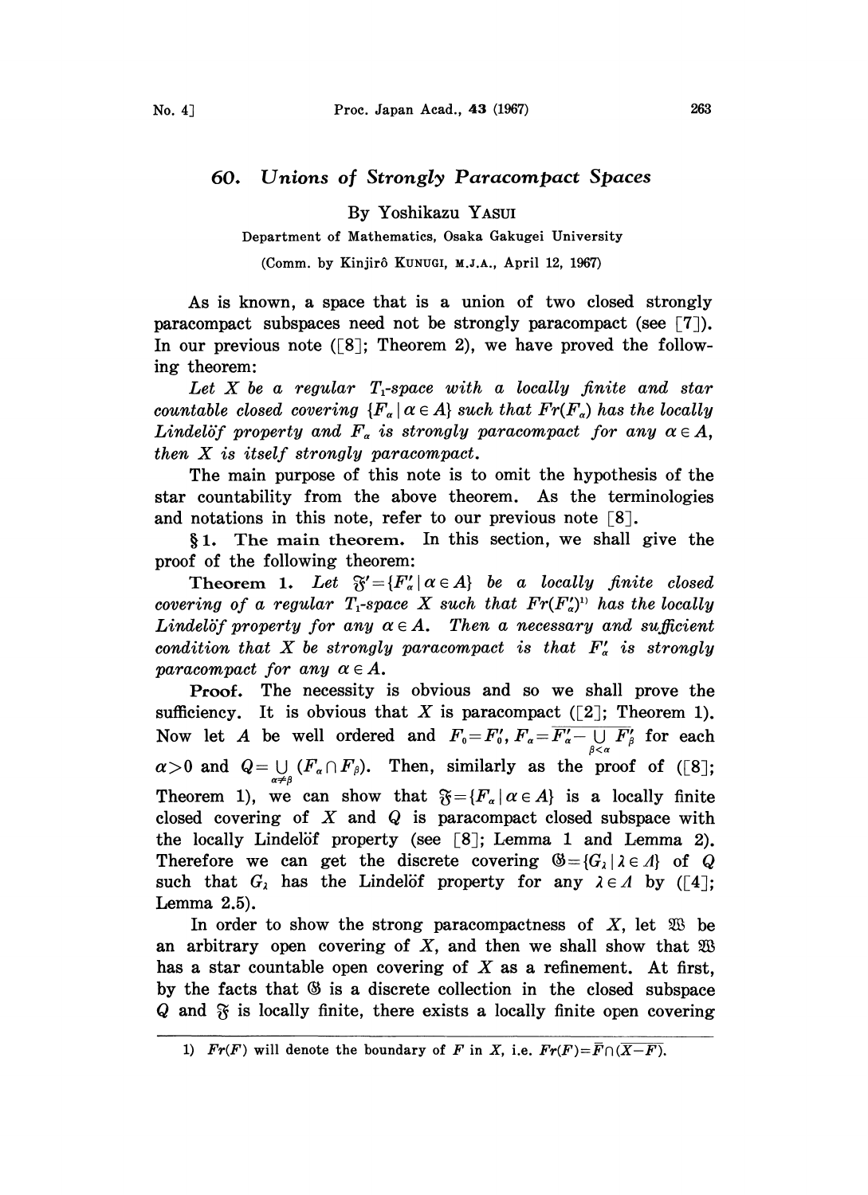# 60. Unions of Strongly Paracompact Spaces

By Yoshikazu YASUI

Department of Mathematics, Osaka Gakugei University

(Comm. by Kinjirô KUNUGI, M.J.A., April 12, 1967)

As is known, a space that is a union of two closed strongly paracompact subspaces need not be strongly paracompact (see [7]). In our previous note ([8]; Theorem 2), we have proved the following theorem:

*Let $X$ be a regular $T_1$-space with a locally finite and star countable closed covering $\{F_\alpha \mid \alpha \in A\}$ such that $Fr(F_\alpha)$ has the locally Lindelöf property and $F_\alpha$ is strongly paracompact for any $\alpha \in A$, then $X$ is itself strongly paracompact.*

The main purpose of this note is to omit the hypothesis of the star countability from the above theorem. As the terminologies and notations in this note, refer to our previous note [8].

**§1. The main theorem.** In this section, we shall give the proof of the following theorem:

**Theorem 1.** *Let $\mathfrak{F}' = \{F'_\alpha \mid \alpha \in A\}$ be a locally finite closed covering of a regular $T_1$-space $X$ such that $Fr(F'_\alpha)$*[1] *has the locally Lindelöf property for any $\alpha \in A$. Then a necessary and sufficient condition that $X$ be strongly paracompact is that $F'_\alpha$ is strongly paracompact for any $\alpha \in A$.*

**Proof.** The necessity is obvious and so we shall prove the sufficiency. It is obvious that $X$ is paracompact ([2]; Theorem 1). Now let $A$ be well ordered and $F_0 = F'_0$, $F_\alpha = \overline{F'_\alpha - \bigcup_{\beta<\alpha} F'_\beta}$ for each $\alpha > 0$ and $Q = \bigcup_{\alpha \neq \beta} (F_\alpha \cap F_\beta)$. Then, similarly as the proof of ([8]; Theorem 1), we can show that $\mathfrak{F} = \{F_\alpha \mid \alpha \in A\}$ is a locally finite closed covering of $X$ and $Q$ is paracompact closed subspace with the locally Lindelöf property (see [8]; Lemma 1 and Lemma 2). Therefore we can get the discrete covering $\mathfrak{G} = \{G_\lambda \mid \lambda \in \Lambda\}$ of $Q$ such that $G_\lambda$ has the Lindelöf property for any $\lambda \in \Lambda$ by ([4]; Lemma 2.5).

In order to show the strong paracompactness of $X$, let $\mathfrak{W}$ be an arbitrary open covering of $X$, and then we shall show that $\mathfrak{W}$ has a star countable open covering of $X$ as a refinement. At first, by the facts that $\mathfrak{G}$ is a discrete collection in the closed subspace $Q$ and $\mathfrak{F}$ is locally finite, there exists a locally finite open covering

---

1) $Fr(F)$ will denote the boundary of $F$ in $X$, i.e. $Fr(F) = \overline{F} \cap \overline{(X-F)}$.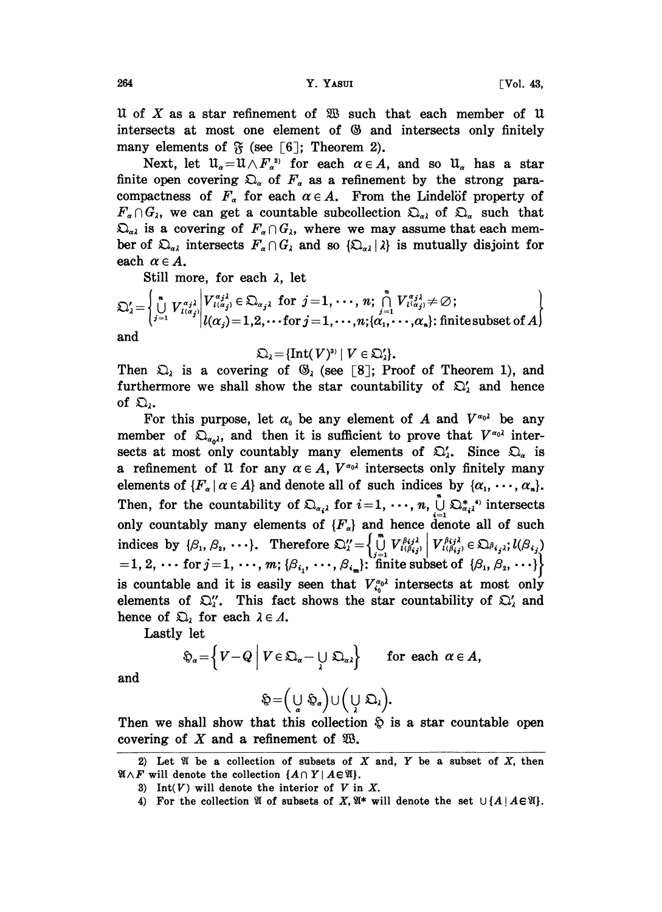$\mathfrak{U}$ of $X$ as a star refinement of $\mathfrak{W}$ such that each member of $\mathfrak{U}$ intersects at most one element of $\mathfrak{G}$ and intersects only finitely many elements of $\mathfrak{F}$ (see [6]; Theorem 2).

Next, let $\mathfrak{U}_\alpha = \mathfrak{U} \wedge F_\alpha$[2] for each $\alpha \in A$, and so $\mathfrak{U}_\alpha$ has a star finite open covering $\mathfrak{O}_\alpha$ of $F_\alpha$ as a refinement by the strong paracompactness of $F_\alpha$ for each $\alpha \in A$. From the Lindelöf property of $F_\alpha \cap G_\lambda$, we can get a countable subcollection $\mathfrak{O}_{\alpha\lambda}$ of $\mathfrak{O}_\alpha$ such that $\mathfrak{O}_{\alpha\lambda}$ is a covering of $F_\alpha \cap G_\lambda$, where we may assume that each member of $\mathfrak{O}_{\alpha\lambda}$ intersects $F_\alpha \cap G_\lambda$ and so $\{\mathfrak{O}_{\alpha\lambda} \mid \lambda\}$ is mutually disjoint for each $\alpha \in A$.

Still more, for each $\lambda$, let

$$\mathfrak{O}'_\lambda = \left\{ \bigcup_{j=1}^{n} V^{\alpha_j \lambda}_{l(\alpha_j)} \,\middle|\, \begin{array}{l} V^{\alpha_j\lambda}_{l(\alpha_j)} \in \mathfrak{O}_{\alpha_j \lambda} \text{ for } j=1,\cdots,n;\ \bigcap_{j=1}^{n} V^{\alpha_j\lambda}_{l(\alpha_j)} \neq \varnothing; \\ l(\alpha_j)=1,2,\cdots \text{for } j=1,\cdots,n; \{\alpha_1,\cdots,\alpha_n\}\text{: finite subset of } A \end{array} \right\}$$

and

$$\mathfrak{O}_\lambda = \{\mathrm{Int}(V)^{3)} \mid V \in \mathfrak{O}'_\lambda\}.$$

Then $\mathfrak{O}_\lambda$ is a covering of $\mathfrak{G}_\lambda$ (see [8]; Proof of Theorem 1), and furthermore we shall show the star countability of $\mathfrak{O}'_\lambda$ and hence of $\mathfrak{O}_\lambda$.

For this purpose, let $\alpha_0$ be any element of $A$ and $V^{\alpha_0\lambda}$ be any member of $\mathfrak{O}_{\alpha_0\lambda}$, and then it is sufficient to prove that $V^{\alpha_0\lambda}$ intersects at most only countably many elements of $\mathfrak{O}'_\lambda$. Since $\mathfrak{O}_\alpha$ is a refinement of $\mathfrak{U}$ for any $\alpha \in A$, $V^{\alpha_0\lambda}$ intersects only finitely many elements of $\{F_\alpha \mid \alpha \in A\}$ and denote all of such indices by $\{\alpha_1, \cdots, \alpha_n\}$. Then, for the countability of $\mathfrak{O}_{\alpha_i\lambda}$ for $i=1,\cdots,n$, $\bigcup_{i=1}^{n} \mathfrak{O}^*_{\alpha_i\lambda}$[4] intersects only countably many elements of $\{F_\alpha\}$ and hence denote all of such indices by $\{\beta_1, \beta_2, \cdots\}$. Therefore $\mathfrak{O}''_\lambda = \left\{ \bigcup_{j=1}^{m} V^{\beta_{ij}\lambda}_{l(\beta_{ij})} \,\middle|\, V^{\beta_{ij}\lambda}_{l(\beta_{ij})} \in \mathfrak{O}_{\beta_{ij}\lambda}; l(\beta_{ij}) = 1, 2, \cdots \text{ for } j=1,\cdots,m; \{\beta_{i_1},\cdots,\beta_{i_m}\}\text{: finite subset of } \{\beta_1, \beta_2, \cdots\} \right\}$ is countable and it is easily seen that $V^{\alpha_0\lambda}_{i_0}$ intersects at most only elements of $\mathfrak{O}''_\lambda$. This fact shows the star countability of $\mathfrak{O}'_\lambda$ and hence of $\mathfrak{O}_\lambda$ for each $\lambda \in \Lambda$.

Lastly let

$$\mathfrak{H}_\alpha = \left\{ V - Q \,\middle|\, V \in \mathfrak{O}_\alpha - \bigcup_\lambda \mathfrak{O}_{\alpha\lambda} \right\} \qquad \text{for each } \alpha \in A,$$

and

$$\mathfrak{H} = \left( \bigcup_\alpha \mathfrak{H}_\alpha \right) \cup \left( \bigcup_\lambda \mathfrak{O}_\lambda \right).$$

Then we shall show that this collection $\mathfrak{H}$ is a star countable open covering of $X$ and a refinement of $\mathfrak{W}$.

---

2) Let $\mathfrak{A}$ be a collection of subsets of $X$ and, $Y$ be a subset of $X$, then $\mathfrak{A} \wedge F$ will denote the collection $\{A \cap Y \mid A \in \mathfrak{A}\}$.

3) $\mathrm{Int}(V)$ will denote the interior of $V$ in $X$.

4) For the collection $\mathfrak{A}$ of subsets of $X$, $\mathfrak{A}^*$ will denote the set $\cup\{A \mid A \in \mathfrak{A}\}$.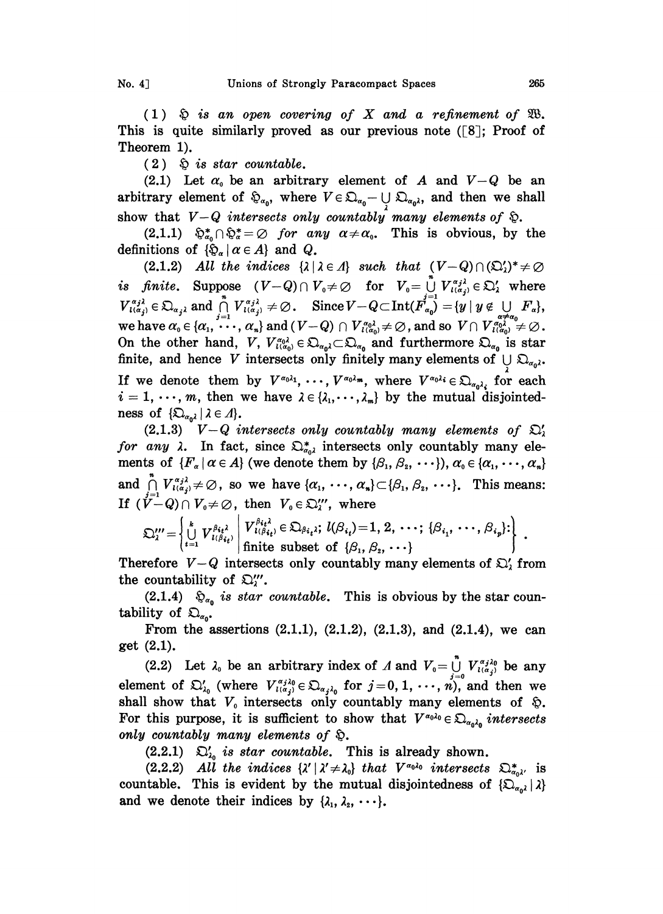(1) $\mathfrak{H}$ *is an open covering of* $X$ *and a refinement of* $\mathfrak{W}$. This is quite similarly proved as our previous note ([8]; Proof of Theorem 1).

(2) $\mathfrak{H}$ *is star countable.*

(2.1) Let $\alpha_0$ be an arbitrary element of $A$ and $V-Q$ be an arbitrary element of $\mathfrak{H}_{\alpha_0}$, where $V \in \mathfrak{D}_{\alpha_0} - \bigcup_{\lambda} \mathfrak{D}_{\alpha_0 \lambda}$, and then we shall show that $V-Q$ *intersects only countably many elements of* $\mathfrak{H}$.

(2.1.1) $\mathfrak{H}^*_{\alpha_0} \cap \mathfrak{H}^*_{\alpha} = \emptyset$ *for any* $\alpha \neq \alpha_0$. This is obvious, by the definitions of $\{\mathfrak{H}_\alpha \mid \alpha \in A\}$ and $Q$.

(2.1.2) *All the indices* $\{\lambda \mid \lambda \in \Lambda\}$ *such that* $(V-Q) \cap (\mathfrak{D}'_\lambda)^* \neq \emptyset$ *is finite.* Suppose $(V-Q) \cap V_0 \neq \emptyset$ for $V_0 = \bigcup_{j=1}^{n} V^{\alpha_j \lambda}_{l(\alpha_j)} \in \mathfrak{D}'_\lambda$ where $V^{\alpha_j \lambda}_{l(\alpha_j)} \in \mathfrak{D}_{\alpha_j \lambda}$ and $\bigcap_{j=1}^{n} V^{\alpha_j \lambda}_{l(\alpha_j)} \neq \emptyset$. Since $V-Q \subset \mathrm{Int}(F_{\alpha_0}) = \{y \mid y \notin \bigcup_{\alpha \neq \alpha_0} F_\alpha\}$, we have $\alpha_0 \in \{\alpha_1, \cdots, \alpha_n\}$ and $(V-Q) \cap V^{\alpha_0 \lambda}_{l(\alpha_0)} \neq \emptyset$, and so $V \cap V^{\alpha_0 \lambda}_{l(\alpha_0)} \neq \emptyset$. On the other hand, $V$, $V^{\alpha_0 \lambda}_{l(\alpha_0)} \in \mathfrak{D}_{\alpha_0 \lambda} \subset \mathfrak{D}_{\alpha_0}$ and furthermore $\mathfrak{D}_{\alpha_0}$ is star finite, and hence $V$ intersects only finitely many elements of $\bigcup_{\lambda} \mathfrak{D}_{\alpha_0 \lambda}$. If we denote them by $V^{\alpha_0 \lambda_1}, \cdots, V^{\alpha_0 \lambda_m}$, where $V^{\alpha_0 \lambda_i} \in \mathfrak{D}_{\alpha_0 \lambda_i}$ for each $i = 1, \cdots, m$, then we have $\lambda \in \{\lambda_1, \cdots, \lambda_m\}$ by the mutual disjointedness of $\{\mathfrak{D}_{\alpha_0 \lambda} \mid \lambda \in \Lambda\}$.

(2.1.3) $V-Q$ *intersects only countably many elements of* $\mathfrak{D}'_\lambda$ *for any* $\lambda$. In fact, since $\mathfrak{D}^*_{\alpha_0 \lambda}$ intersects only countably many elements of $\{F_\alpha \mid \alpha \in A\}$ (we denote them by $\{\beta_1, \beta_2, \cdots\}$), $\alpha_0 \in \{\alpha_1, \cdots, \alpha_n\}$ and $\bigcap_{j=1}^{n} V^{\alpha_j \lambda}_{l(\alpha_j)} \neq \emptyset$, so we have $\{\alpha_1, \cdots, \alpha_n\} \subset \{\beta_1, \beta_2, \cdots\}$. This means: If $(V-Q) \cap V_0 \neq \emptyset$, then $V_0 \in \mathfrak{D}'''_\lambda$, where

$$\mathfrak{D}'''_\lambda = \left\{ \bigcup_{t=1}^{k} V^{\beta_{i_t} \lambda}_{l(\beta_{i_t})} \;\middle|\; \begin{array}{l} V^{\beta_{i_t} \lambda}_{l(\beta_{i_t})} \in \mathfrak{D}_{\beta_{i_t} \lambda};\ l(\beta_{i_t}) = 1, 2, \cdots;\ \{\beta_{i_1}, \cdots, \beta_{i_p}\}: \\ \text{finite subset of } \{\beta_1, \beta_2, \cdots\} \end{array} \right\}.$$

Therefore $V-Q$ intersects only countably many elements of $\mathfrak{D}'_\lambda$ from the countability of $\mathfrak{D}'''_\lambda$.

(2.1.4) $\mathfrak{H}_{\alpha_0}$ *is star countable.* This is obvious by the star countability of $\mathfrak{D}_{\alpha_0}$.

From the assertions (2.1.1), (2.1.2), (2.1.3), and (2.1.4), we can get (2.1).

(2.2) Let $\lambda_0$ be an arbitrary index of $\Lambda$ and $V_0 = \bigcup_{j=0}^{n} V^{\alpha_j \lambda_0}_{l(\alpha_j)}$ be any element of $\mathfrak{D}'_{\lambda_0}$ (where $V^{\alpha_j \lambda_0}_{l(\alpha_j)} \in \mathfrak{D}_{\alpha_j \lambda_0}$ for $j = 0, 1, \cdots, n$), and then we shall show that $V_0$ intersects only countably many elements of $\mathfrak{H}$. For this purpose, it is sufficient to show that $V^{\alpha_0 \lambda_0} \in \mathfrak{D}_{\alpha_0 \lambda_0}$ *intersects only countably many elements of* $\mathfrak{H}$.

(2.2.1) $\mathfrak{D}'_{\lambda_0}$ *is star countable.* This is already shown.

(2.2.2) *All the indices* $\{\lambda' \mid \lambda' \neq \lambda_0\}$ *that* $V^{\alpha_0 \lambda_0}$ *intersects* $\mathfrak{D}^*_{\alpha_0 \lambda'}$ is countable. This is evident by the mutual disjointedness of $\{\mathfrak{D}_{\alpha_0 \lambda} \mid \lambda\}$ and we denote their indices by $\{\lambda_1, \lambda_2, \cdots\}$.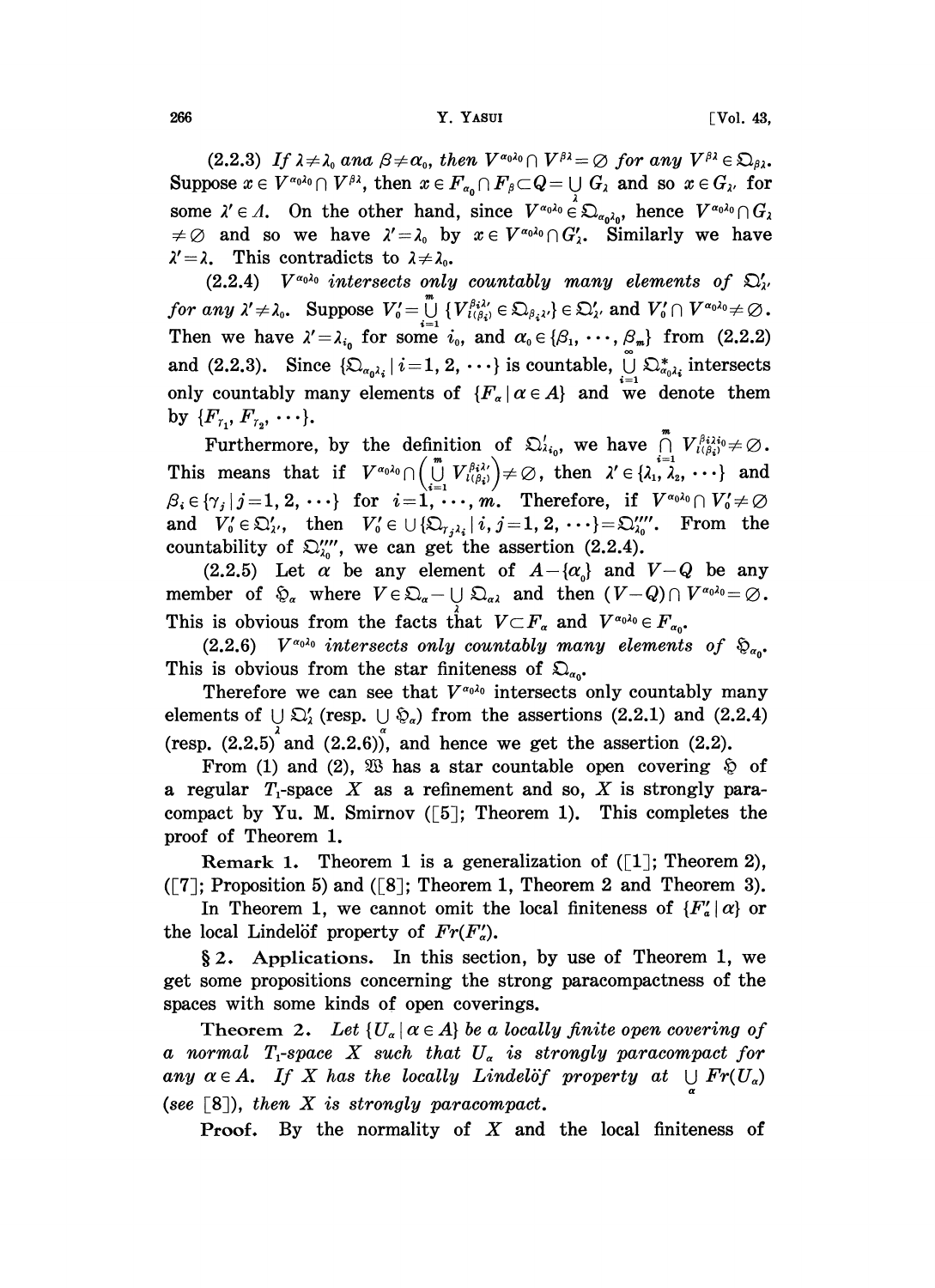(2.2.3) *If $\lambda \neq \lambda_0$ and $\beta \neq \alpha_0$, then $V^{\alpha_0\lambda_0} \cap V^{\beta\lambda} = \emptyset$ for any $V^{\beta\lambda} \in \mathfrak{O}_{\beta\lambda}$.* Suppose $x \in V^{\alpha_0\lambda_0} \cap V^{\beta\lambda}$, then $x \in F_{\alpha_0} \cap F_\beta \subset Q = \bigcup_\lambda G_\lambda$ and so $x \in G_{\lambda'}$ for some $\lambda' \in \Lambda$. On the other hand, since $V^{\alpha_0\lambda_0} \in \mathfrak{O}_{\alpha_0\lambda_0}$, hence $V^{\alpha_0\lambda_0} \cap G_\lambda \neq \emptyset$ and so we have $\lambda' = \lambda_0$ by $x \in V^{\alpha_0\lambda_0} \cap G'_\lambda$. Similarly we have $\lambda' = \lambda$. This contradicts to $\lambda \neq \lambda_0$.

(2.2.4) *$V^{\alpha_0\lambda_0}$ intersects only countably many elements of $\mathfrak{O}'_{\lambda'}$ for any $\lambda' \neq \lambda_0$.* Suppose $V'_0 = \bigcup_{i=1}^m \{V^{\beta_i\lambda'}_{l(\beta_i)} \in \mathfrak{O}_{\beta_i\lambda'}\} \in \mathfrak{O}'_{\lambda'}$ and $V'_0 \cap V^{\alpha_0\lambda_0} \neq \emptyset$. Then we have $\lambda' = \lambda_{i_0}$ for some $i_0$, and $\alpha_0 \in \{\beta_1, \cdots, \beta_m\}$ from (2.2.2) and (2.2.3). Since $\{\mathfrak{O}_{\alpha_0\lambda_i} \mid i = 1, 2, \cdots\}$ is countable, $\bigcup_{i=1}^\infty \mathfrak{O}^*_{\alpha_0\lambda_i}$ intersects only countably many elements of $\{F_\alpha \mid \alpha \in A\}$ and we denote them by $\{F_{\gamma_1}, F_{\gamma_2}, \cdots\}$.

Furthermore, by the definition of $\mathfrak{O}'_{\lambda_{i_0}}$, we have $\bigcap_{i=1}^m V^{\beta_i\lambda_{i_0}}_{l(\beta_i)} \neq \emptyset$. This means that if $V^{\alpha_0\lambda_0} \cap \left(\bigcup_{i=1}^m V^{\beta_i\lambda'}_{l(\beta_i)}\right) \neq \emptyset$, then $\lambda' \in \{\lambda_1, \lambda_2, \cdots\}$ and $\beta_i \in \{\gamma_j \mid j = 1, 2, \cdots\}$ for $i = 1, \cdots, m$. Therefore, if $V^{\alpha_0\lambda_0} \cap V'_0 \neq \emptyset$ and $V'_0 \in \mathfrak{O}'_{\lambda'}$, then $V'_0 \in \cup \{\mathfrak{O}_{\gamma_j\lambda_i} \mid i, j = 1, 2, \cdots\} = \mathfrak{O}''''_{\lambda_0}$. From the countability of $\mathfrak{O}''''_{\lambda_0}$, we can get the assertion (2.2.4).

(2.2.5) Let $\alpha$ be any element of $A - \{\alpha_0\}$ and $V - Q$ be any member of $\mathfrak{H}_\alpha$ where $V \in \mathfrak{O}_\alpha - \bigcup_\lambda \mathfrak{O}_{\alpha\lambda}$ and then $(V - Q) \cap V^{\alpha_0\lambda_0} = \emptyset$. This is obvious from the facts that $V \subset F_\alpha$ and $V^{\alpha_0\lambda_0} \in F_{\alpha_0}$.

(2.2.6) *$V^{\alpha_0\lambda_0}$ intersects only countably many elements of $\mathfrak{H}_{\alpha_0}$.* This is obvious from the star finiteness of $\mathfrak{O}_{\alpha_0}$.

Therefore we can see that $V^{\alpha_0\lambda_0}$ intersects only countably many elements of $\bigcup_\lambda \mathfrak{O}'_\lambda$ (resp. $\bigcup_\alpha \mathfrak{H}_\alpha$) from the assertions (2.2.1) and (2.2.4) (resp. (2.2.5) and (2.2.6)), and hence we get the assertion (2.2).

From (1) and (2), $\mathfrak{W}$ has a star countable open covering $\mathfrak{H}$ of a regular $T_1$-space $X$ as a refinement and so, $X$ is strongly paracompact by Yu. M. Smirnov ([5]; Theorem 1). This completes the proof of Theorem 1.

**Remark 1.** Theorem 1 is a generalization of ([1]; Theorem 2), ([7]; Proposition 5) and ([8]; Theorem 1, Theorem 2 and Theorem 3).

In Theorem 1, we cannot omit the local finiteness of $\{F'_\alpha \mid \alpha\}$ or the local Lindelöf property of $Fr(F'_\alpha)$.

## § 2. Applications.

In this section, by use of Theorem 1, we get some propositions concerning the strong paracompactness of the spaces with some kinds of open coverings.

**Theorem 2.** *Let $\{U_\alpha \mid \alpha \in A\}$ be a locally finite open covering of a normal $T_1$-space $X$ such that $U_\alpha$ is strongly paracompact for any $\alpha \in A$. If $X$ has the locally Lindelöf property at $\bigcup_\alpha Fr(U_\alpha)$ (see [8]), then $X$ is strongly paracompact.*

*Proof.* By the normality of $X$ and the local finiteness of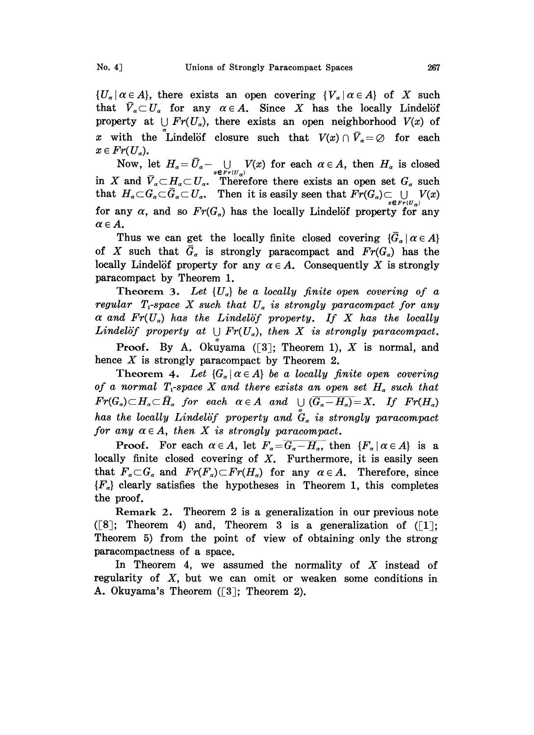$\{U_\alpha \mid \alpha \in A\}$, there exists an open covering $\{V_\alpha \mid \alpha \in A\}$ of $X$ such that $\bar{V}_\alpha \subset U_\alpha$ for any $\alpha \in A$. Since $X$ has the locally Lindelöf property at $\bigcup_\alpha Fr(U_\alpha)$, there exists an open neighborhood $V(x)$ of $x$ with the Lindelöf closure such that $V(x) \cap \bar{V}_\alpha = \emptyset$ for each $x \in Fr(U_\alpha)$.

Now, let $H_\alpha = \bar{U}_\alpha - \bigcup_{x \in Fr(U_\alpha)} V(x)$ for each $\alpha \in A$, then $H_\alpha$ is closed in $X$ and $\bar{V}_\alpha \subset H_\alpha \subset U_\alpha$. Therefore there exists an open set $G_\alpha$ such that $H_\alpha \subset G_\alpha \subset \bar{G}_\alpha \subset U_\alpha$. Then it is easily seen that $Fr(G_\alpha) \subset \bigcup_{x \in Fr(U_\alpha)} V(x)$ for any $\alpha$, and so $Fr(G_\alpha)$ has the locally Lindelöf property for any $\alpha \in A$.

Thus we can get the locally finite closed covering $\{\bar{G}_\alpha \mid \alpha \in A\}$ of $X$ such that $\bar{G}_\alpha$ is strongly paracompact and $Fr(G_\alpha)$ has the locally Lindelöf property for any $\alpha \in A$. Consequently $X$ is strongly paracompact by Theorem 1.

**Theorem 3.** *Let $\{U_\alpha\}$ be a locally finite open covering of a regular $T_1$-space $X$ such that $U_\alpha$ is strongly paracompact for any $\alpha$ and $Fr(U_\alpha)$ has the Lindelöf property. If $X$ has the locally Lindelöf property at $\bigcup_\alpha Fr(U_\alpha)$, then $X$ is strongly paracompact.*

**Proof.** By A. Okuyama ([3]; Theorem 1), $X$ is normal, and hence $X$ is strongly paracompact by Theorem 2.

**Theorem 4.** *Let $\{G_\alpha \mid \alpha \in A\}$ be a locally finite open covering of a normal $T_1$-space $X$ and there exists an open set $H_\alpha$ such that $Fr(G_\alpha) \subset H_\alpha \subset \bar{H}_\alpha$ for each $\alpha \in A$ and $\bigcup_\alpha (\overline{G_\alpha - H_\alpha}) = X$. If $Fr(H_\alpha)$ has the locally Lindelöf property and $G_\alpha$ is strongly paracompact for any $\alpha \in A$, then $X$ is strongly paracompact.*

**Proof.** For each $\alpha \in A$, let $F_\alpha = \overline{G_\alpha - H_\alpha}$, then $\{F_\alpha \mid \alpha \in A\}$ is a locally finite closed covering of $X$. Furthermore, it is easily seen that $F_\alpha \subset G_\alpha$ and $Fr(F_\alpha) \subset Fr(H_\alpha)$ for any $\alpha \in A$. Therefore, since $\{F_\alpha\}$ clearly satisfies the hypotheses in Theorem 1, this completes the proof.

**Remark 2.** Theorem 2 is a generalization in our previous note ([8]; Theorem 4) and, Theorem 3 is a generalization of ([1]; Theorem 5) from the point of view of obtaining only the strong paracompactness of a space.

In Theorem 4, we assumed the normality of $X$ instead of regularity of $X$, but we can omit or weaken some conditions in A. Okuyama's Theorem ([3]; Theorem 2).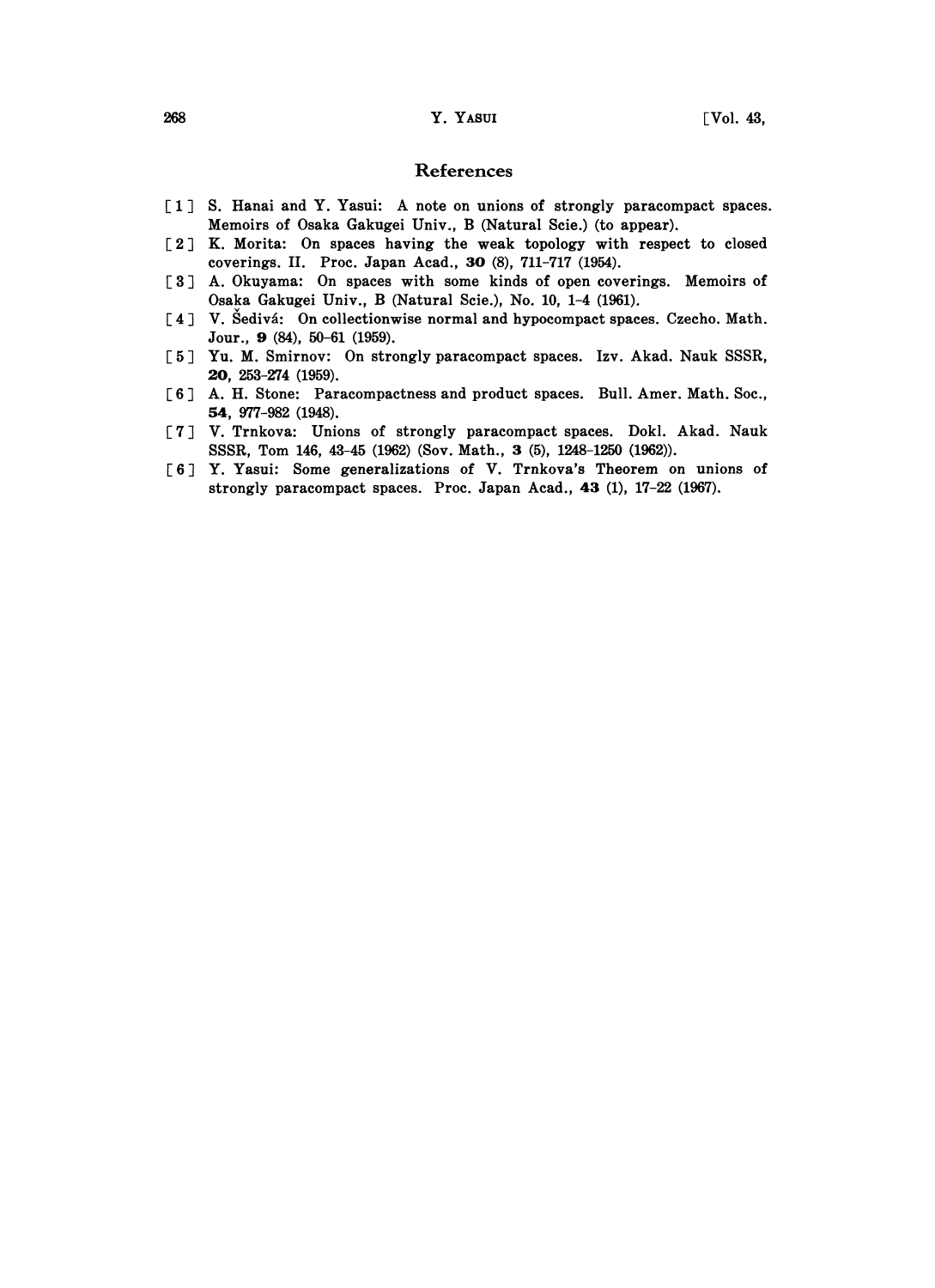## References

[1] S. Hanai and Y. Yasui: A note on unions of strongly paracompact spaces. Memoirs of Osaka Gakugei Univ., B (Natural Scie.) (to appear).

[2] K. Morita: On spaces having the weak topology with respect to closed coverings. II. Proc. Japan Acad., **30** (8), 711–717 (1954).

[3] A. Okuyama: On spaces with some kinds of open coverings. Memoirs of Osaka Gakugei Univ., B (Natural Scie.), No. 10, 1–4 (1961).

[4] V. Šediva: On collectionwise normal and hypocompact spaces. Czecho. Math. Jour., **9** (84), 50–61 (1959).

[5] Yu. M. Smirnov: On strongly paracompact spaces. Izv. Akad. Nauk SSSR, **20**, 253–274 (1959).

[6] A. H. Stone: Paracompactness and product spaces. Bull. Amer. Math. Soc., **54**, 977–982 (1948).

[7] V. Trnkova: Unions of strongly paracompact spaces. Dokl. Akad. Nauk SSSR, Tom 146, 43–45 (1962) (Sov. Math., **3** (5), 1248–1250 (1962)).

[6] Y. Yasui: Some generalizations of V. Trnkova's Theorem on unions of strongly paracompact spaces. Proc. Japan Acad., **43** (1), 17–22 (1967).